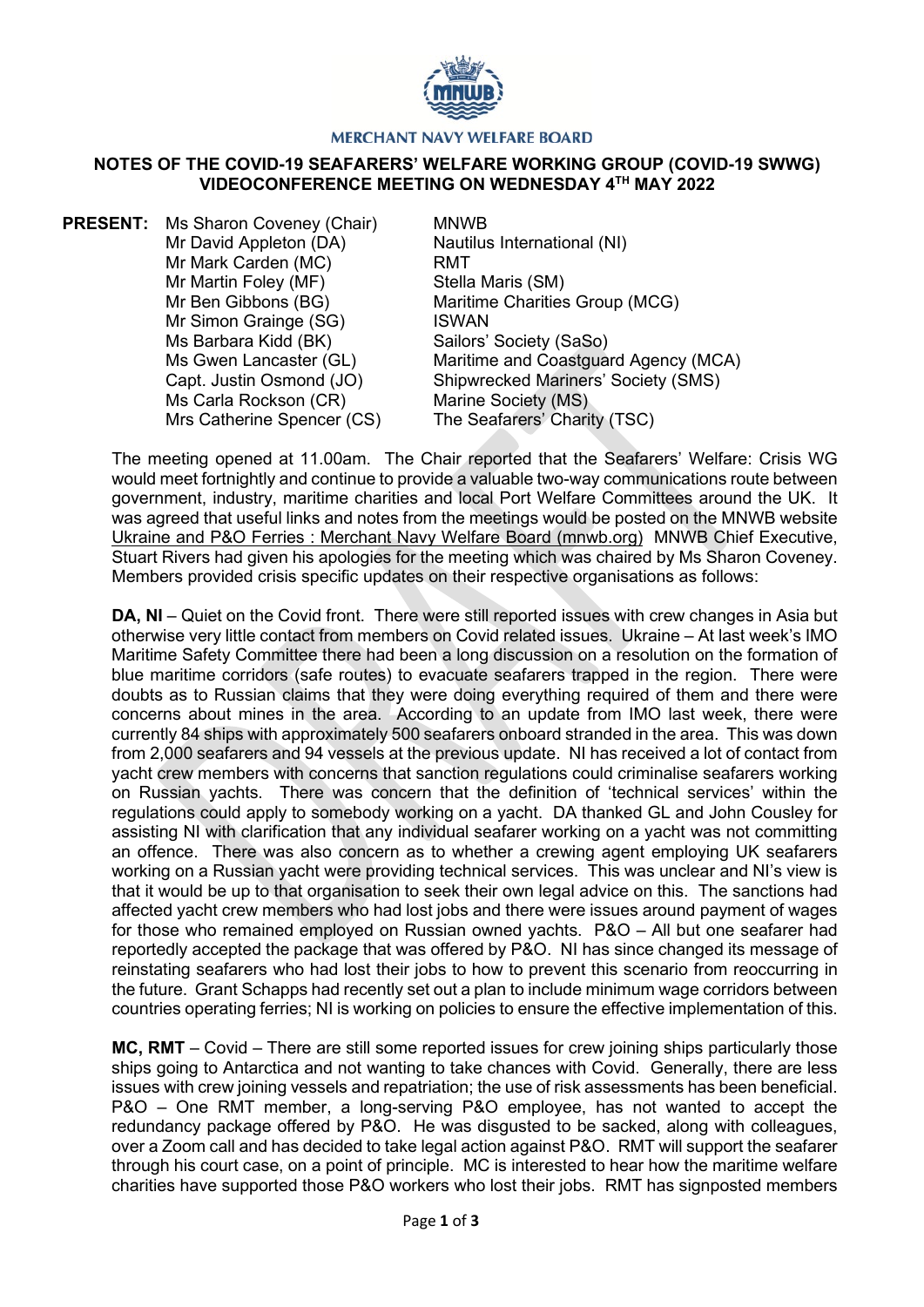MERCHANT NAVY WELFARE BOARD

# NOTES OF THE COVID-19 SEAFARERS' WELFARE WORKING GROUP (COVID-19 SWWG) VIDEOCONFERENCE MEETING ON WEDNESDAY 4TH MAY 2022

| **PRESENT:** | | |
|---|---|---|
| | Ms Sharon Coveney (Chair) | MNWB |
| | Mr David Appleton (DA) | Nautilus International (NI) |
| | Mr Mark Carden (MC) | RMT |
| | Mr Martin Foley (MF) | Stella Maris (SM) |
| | Mr Ben Gibbons (BG) | Maritime Charities Group (MCG) |
| | Mr Simon Grainge (SG) | ISWAN |
| | Ms Barbara Kidd (BK) | Sailors' Society (SaSo) |
| | Ms Gwen Lancaster (GL) | Maritime and Coastguard Agency (MCA) |
| | Capt. Justin Osmond (JO) | Shipwrecked Mariners' Society (SMS) |
| | Ms Carla Rockson (CR) | Marine Society (MS) |
| | Mrs Catherine Spencer (CS) | The Seafarers' Charity (TSC) |

The meeting opened at 11.00am. The Chair reported that the Seafarers' Welfare: Crisis WG would meet fortnightly and continue to provide a valuable two-way communications route between government, industry, maritime charities and local Port Welfare Committees around the UK. It was agreed that useful links and notes from the meetings would be posted on the MNWB website Ukraine and P&O Ferries : Merchant Navy Welfare Board (mnwb.org) MNWB Chief Executive, Stuart Rivers had given his apologies for the meeting which was chaired by Ms Sharon Coveney. Members provided crisis specific updates on their respective organisations as follows:

**DA, NI** – Quiet on the Covid front. There were still reported issues with crew changes in Asia but otherwise very little contact from members on Covid related issues. Ukraine – At last week's IMO Maritime Safety Committee there had been a long discussion on a resolution on the formation of blue maritime corridors (safe routes) to evacuate seafarers trapped in the region. There were doubts as to Russian claims that they were doing everything required of them and there were concerns about mines in the area. According to an update from IMO last week, there were currently 84 ships with approximately 500 seafarers onboard stranded in the area. This was down from 2,000 seafarers and 94 vessels at the previous update. NI has received a lot of contact from yacht crew members with concerns that sanction regulations could criminalise seafarers working on Russian yachts. There was concern that the definition of 'technical services' within the regulations could apply to somebody working on a yacht. DA thanked GL and John Cousley for assisting NI with clarification that any individual seafarer working on a yacht was not committing an offence. There was also concern as to whether a crewing agent employing UK seafarers working on a Russian yacht were providing technical services. This was unclear and NI's view is that it would be up to that organisation to seek their own legal advice on this. The sanctions had affected yacht crew members who had lost jobs and there were issues around payment of wages for those who remained employed on Russian owned yachts. P&O – All but one seafarer had reportedly accepted the package that was offered by P&O. NI has since changed its message of reinstating seafarers who had lost their jobs to how to prevent this scenario from reoccurring in the future. Grant Schapps had recently set out a plan to include minimum wage corridors between countries operating ferries; NI is working on policies to ensure the effective implementation of this.

**MC, RMT** – Covid – There are still some reported issues for crew joining ships particularly those ships going to Antarctica and not wanting to take chances with Covid. Generally, there are less issues with crew joining vessels and repatriation; the use of risk assessments has been beneficial. P&O – One RMT member, a long-serving P&O employee, has not wanted to accept the redundancy package offered by P&O. He was disgusted to be sacked, along with colleagues, over a Zoom call and has decided to take legal action against P&O. RMT will support the seafarer through his court case, on a point of principle. MC is interested to hear how the maritime welfare charities have supported those P&O workers who lost their jobs. RMT has signposted members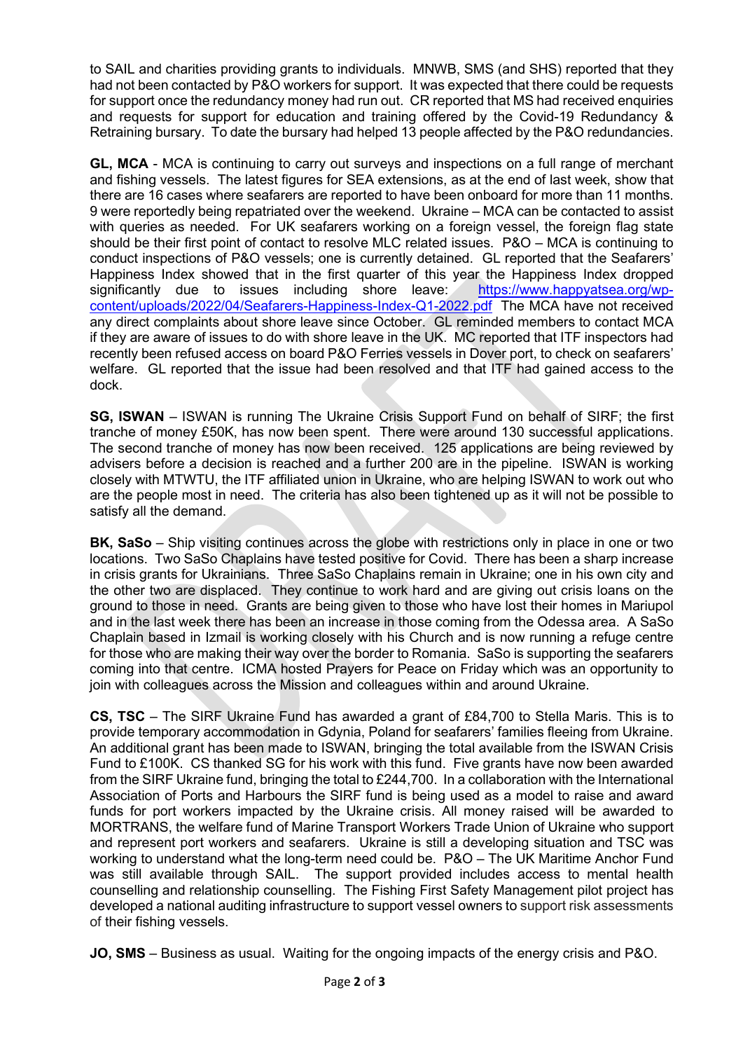to SAIL and charities providing grants to individuals. MNWB, SMS (and SHS) reported that they had not been contacted by P&O workers for support. It was expected that there could be requests for support once the redundancy money had run out. CR reported that MS had received enquiries and requests for support for education and training offered by the Covid-19 Redundancy & Retraining bursary. To date the bursary had helped 13 people affected by the P&O redundancies.

**GL, MCA** - MCA is continuing to carry out surveys and inspections on a full range of merchant and fishing vessels. The latest figures for SEA extensions, as at the end of last week, show that there are 16 cases where seafarers are reported to have been onboard for more than 11 months. 9 were reportedly being repatriated over the weekend. Ukraine – MCA can be contacted to assist with queries as needed. For UK seafarers working on a foreign vessel, the foreign flag state should be their first point of contact to resolve MLC related issues. P&O – MCA is continuing to conduct inspections of P&O vessels; one is currently detained. GL reported that the Seafarers' Happiness Index showed that in the first quarter of this year the Happiness Index dropped significantly due to issues including shore leave: https://www.happyatsea.org/wp-content/uploads/2022/04/Seafarers-Happiness-Index-Q1-2022.pdf The MCA have not received any direct complaints about shore leave since October. GL reminded members to contact MCA if they are aware of issues to do with shore leave in the UK. MC reported that ITF inspectors had recently been refused access on board P&O Ferries vessels in Dover port, to check on seafarers' welfare. GL reported that the issue had been resolved and that ITF had gained access to the dock.

**SG, ISWAN** – ISWAN is running The Ukraine Crisis Support Fund on behalf of SIRF; the first tranche of money £50K, has now been spent. There were around 130 successful applications. The second tranche of money has now been received. 125 applications are being reviewed by advisers before a decision is reached and a further 200 are in the pipeline. ISWAN is working closely with MTWTU, the ITF affiliated union in Ukraine, who are helping ISWAN to work out who are the people most in need. The criteria has also been tightened up as it will not be possible to satisfy all the demand.

**BK, SaSo** – Ship visiting continues across the globe with restrictions only in place in one or two locations. Two SaSo Chaplains have tested positive for Covid. There has been a sharp increase in crisis grants for Ukrainians. Three SaSo Chaplains remain in Ukraine; one in his own city and the other two are displaced. They continue to work hard and are giving out crisis loans on the ground to those in need. Grants are being given to those who have lost their homes in Mariupol and in the last week there has been an increase in those coming from the Odessa area. A SaSo Chaplain based in Izmail is working closely with his Church and is now running a refuge centre for those who are making their way over the border to Romania. SaSo is supporting the seafarers coming into that centre. ICMA hosted Prayers for Peace on Friday which was an opportunity to join with colleagues across the Mission and colleagues within and around Ukraine.

**CS, TSC** – The SIRF Ukraine Fund has awarded a grant of £84,700 to Stella Maris. This is to provide temporary accommodation in Gdynia, Poland for seafarers' families fleeing from Ukraine. An additional grant has been made to ISWAN, bringing the total available from the ISWAN Crisis Fund to £100K. CS thanked SG for his work with this fund. Five grants have now been awarded from the SIRF Ukraine fund, bringing the total to £244,700. In a collaboration with the International Association of Ports and Harbours the SIRF fund is being used as a model to raise and award funds for port workers impacted by the Ukraine crisis. All money raised will be awarded to MORTRANS, the welfare fund of Marine Transport Workers Trade Union of Ukraine who support and represent port workers and seafarers. Ukraine is still a developing situation and TSC was working to understand what the long-term need could be. P&O – The UK Maritime Anchor Fund was still available through SAIL. The support provided includes access to mental health counselling and relationship counselling. The Fishing First Safety Management pilot project has developed a national auditing infrastructure to support vessel owners to support risk assessments of their fishing vessels.

**JO, SMS** – Business as usual. Waiting for the ongoing impacts of the energy crisis and P&O.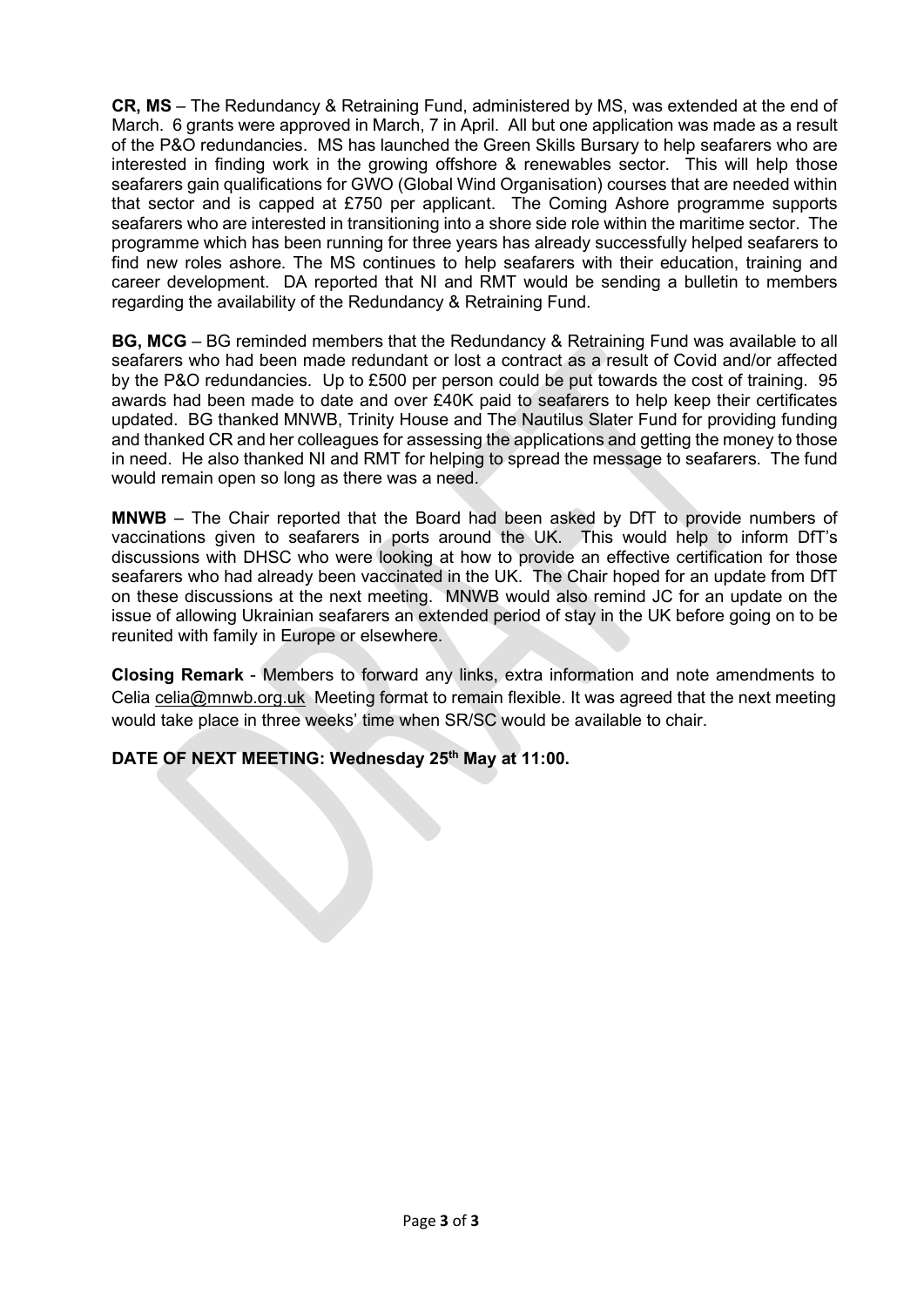**CR, MS** – The Redundancy & Retraining Fund, administered by MS, was extended at the end of March. 6 grants were approved in March, 7 in April. All but one application was made as a result of the P&O redundancies. MS has launched the Green Skills Bursary to help seafarers who are interested in finding work in the growing offshore & renewables sector. This will help those seafarers gain qualifications for GWO (Global Wind Organisation) courses that are needed within that sector and is capped at £750 per applicant. The Coming Ashore programme supports seafarers who are interested in transitioning into a shore side role within the maritime sector. The programme which has been running for three years has already successfully helped seafarers to find new roles ashore. The MS continues to help seafarers with their education, training and career development. DA reported that NI and RMT would be sending a bulletin to members regarding the availability of the Redundancy & Retraining Fund.

**BG, MCG** – BG reminded members that the Redundancy & Retraining Fund was available to all seafarers who had been made redundant or lost a contract as a result of Covid and/or affected by the P&O redundancies. Up to £500 per person could be put towards the cost of training. 95 awards had been made to date and over £40K paid to seafarers to help keep their certificates updated. BG thanked MNWB, Trinity House and The Nautilus Slater Fund for providing funding and thanked CR and her colleagues for assessing the applications and getting the money to those in need. He also thanked NI and RMT for helping to spread the message to seafarers. The fund would remain open so long as there was a need.

**MNWB** – The Chair reported that the Board had been asked by DfT to provide numbers of vaccinations given to seafarers in ports around the UK. This would help to inform DfT's discussions with DHSC who were looking at how to provide an effective certification for those seafarers who had already been vaccinated in the UK. The Chair hoped for an update from DfT on these discussions at the next meeting. MNWB would also remind JC for an update on the issue of allowing Ukrainian seafarers an extended period of stay in the UK before going on to be reunited with family in Europe or elsewhere.

**Closing Remark** - Members to forward any links, extra information and note amendments to Celia celia@mnwb.org.uk Meeting format to remain flexible. It was agreed that the next meeting would take place in three weeks' time when SR/SC would be available to chair.

**DATE OF NEXT MEETING: Wednesday 25th May at 11:00.**